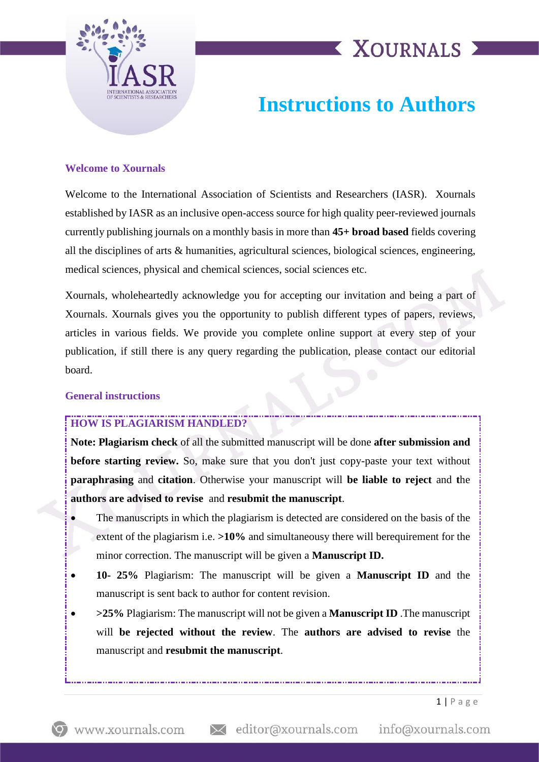# Instructions to Authors

## Welcome to Xournals

Welcome to the International Association of Scientists and Researchers (IASR). Xournals established by IASR as an inclusive open-access source for high quality peer-reviewed journals currently publishing journals on a monthly basis in more than **45+ broad based** fields covering all the disciplines of arts & humanities, agricultural sciences, biological sciences, engineering, medical sciences, physical and chemical sciences, social sciences etc.

Xournals, wholeheartedly acknowledge you for accepting our invitation and being a part of Xournals. Xournals gives you the opportunity to publish different types of papers, reviews, articles in various fields. We provide you complete online support at every step of your publication, if still there is any query regarding the publication, please contact our editorial board.

## General instructions

### HOW IS PLAGIARISM HANDLED?

**Note: Plagiarism check** of all the submitted manuscript will be done **after submission and before starting review.** So, make sure that you don't just copy-paste your text without **paraphrasing** and **citation**. Otherwise your manuscript will **be liable to reject** and **t**he **authors are advised to revise** and **resubmit the manuscript**.

- The manuscripts in which the plagiarism is detected are considered on the basis of the extent of the plagiarism i.e. **>10%** and simultaneousy there will berequirement for the minor correction. The manuscript will be given a **Manuscript ID.**
- **10- 25%** Plagiarism: The manuscript will be given a **Manuscript ID** and the manuscript is sent back to author for content revision.
- **>25%** Plagiarism: The manuscript will not be given a **Manuscript ID** .The manuscript will **be rejected without the review**. The **authors are advised to revise** the manuscript and **resubmit the manuscript**.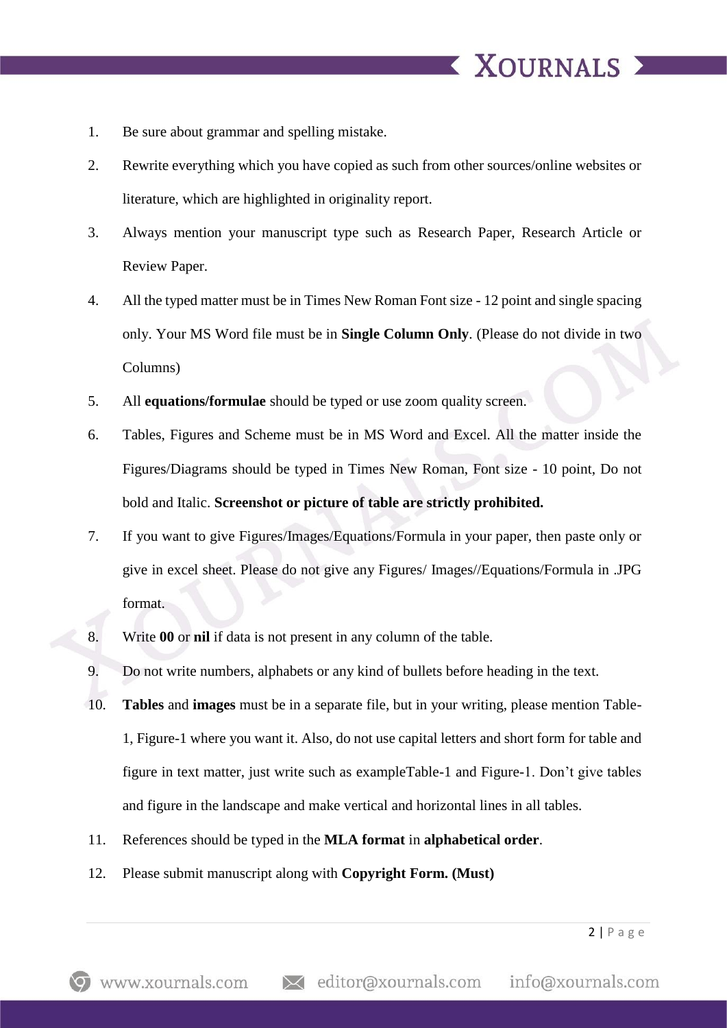1. Be sure about grammar and spelling mistake.
2. Rewrite everything which you have copied as such from other sources/online websites or literature, which are highlighted in originality report.
3. Always mention your manuscript type such as Research Paper, Research Article or Review Paper.
4. All the typed matter must be in Times New Roman Font size - 12 point and single spacing only. Your MS Word file must be in **Single Column Only**. (Please do not divide in two Columns)
5. All **equations/formulae** should be typed or use zoom quality screen.
6. Tables, Figures and Scheme must be in MS Word and Excel. All the matter inside the Figures/Diagrams should be typed in Times New Roman, Font size - 10 point, Do not bold and Italic. **Screenshot or picture of table are strictly prohibited.**
7. If you want to give Figures/Images/Equations/Formula in your paper, then paste only or give in excel sheet. Please do not give any Figures/ Images//Equations/Formula in .JPG format.
8. Write **00** or **nil** if data is not present in any column of the table.
9. Do not write numbers, alphabets or any kind of bullets before heading in the text.
10. **Tables** and **images** must be in a separate file, but in your writing, please mention Table-1, Figure-1 where you want it. Also, do not use capital letters and short form for table and figure in text matter, just write such as exampleTable-1 and Figure-1. Don't give tables and figure in the landscape and make vertical and horizontal lines in all tables.
11. References should be typed in the **MLA format** in **alphabetical order**.
12. Please submit manuscript along with **Copyright Form. (Must)**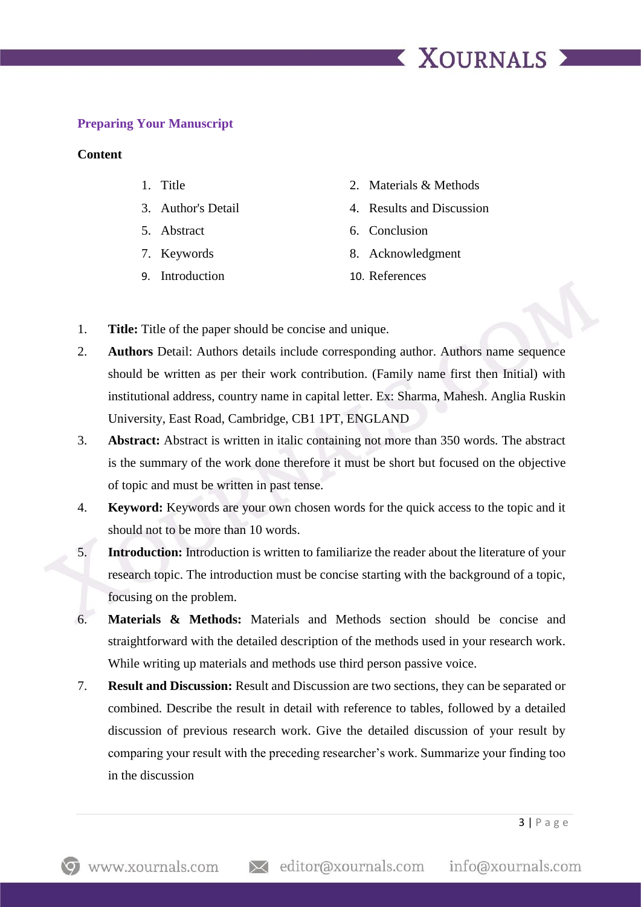## Preparing Your Manuscript

**Content**

| | |
|---|---|
| 1. Title | 2. Materials & Methods |
| 3. Author's Detail | 4. Results and Discussion |
| 5. Abstract | 6. Conclusion |
| 7. Keywords | 8. Acknowledgment |
| 9. Introduction | 10. References |

1. **Title:** Title of the paper should be concise and unique.
2. **Authors** Detail: Authors details include corresponding author. Authors name sequence should be written as per their work contribution. (Family name first then Initial) with institutional address, country name in capital letter. Ex: Sharma, Mahesh. Anglia Ruskin University, East Road, Cambridge, CB1 1PT, ENGLAND
3. **Abstract:** Abstract is written in italic containing not more than 350 words. The abstract is the summary of the work done therefore it must be short but focused on the objective of topic and must be written in past tense.
4. **Keyword:** Keywords are your own chosen words for the quick access to the topic and it should not to be more than 10 words.
5. **Introduction:** Introduction is written to familiarize the reader about the literature of your research topic. The introduction must be concise starting with the background of a topic, focusing on the problem.
6. **Materials & Methods:** Materials and Methods section should be concise and straightforward with the detailed description of the methods used in your research work. While writing up materials and methods use third person passive voice.
7. **Result and Discussion:** Result and Discussion are two sections, they can be separated or combined. Describe the result in detail with reference to tables, followed by a detailed discussion of previous research work. Give the detailed discussion of your result by comparing your result with the preceding researcher's work. Summarize your finding too in the discussion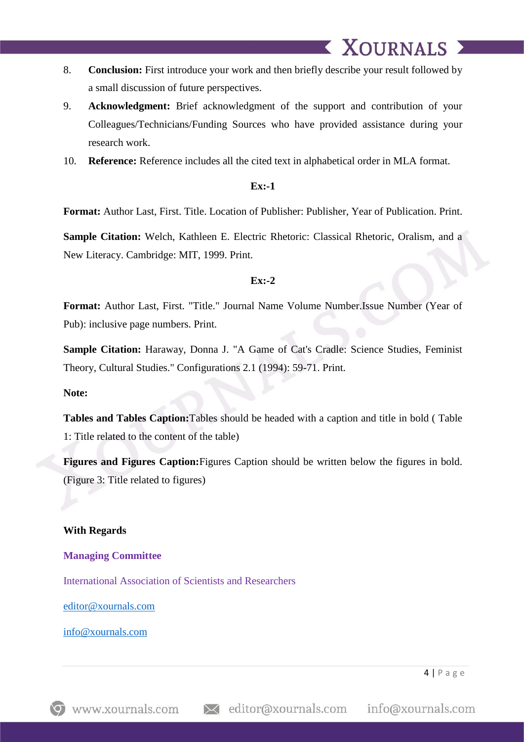8. **Conclusion:** First introduce your work and then briefly describe your result followed by a small discussion of future perspectives.
9. **Acknowledgment:** Brief acknowledgment of the support and contribution of your Colleagues/Technicians/Funding Sources who have provided assistance during your research work.
10. **Reference:** Reference includes all the cited text in alphabetical order in MLA format.

**Ex:-1**

**Format:** Author Last, First. Title. Location of Publisher: Publisher, Year of Publication. Print.

**Sample Citation:** Welch, Kathleen E. Electric Rhetoric: Classical Rhetoric, Oralism, and a New Literacy. Cambridge: MIT, 1999. Print.

**Ex:-2**

**Format:** Author Last, First. "Title." Journal Name Volume Number.Issue Number (Year of Pub): inclusive page numbers. Print.

**Sample Citation:** Haraway, Donna J. "A Game of Cat's Cradle: Science Studies, Feminist Theory, Cultural Studies." Configurations 2.1 (1994): 59-71. Print.

**Note:**

**Tables and Tables Caption:**Tables should be headed with a caption and title in bold ( Table 1: Title related to the content of the table)

**Figures and Figures Caption:**Figures Caption should be written below the figures in bold. (Figure 3: Title related to figures)

**With Regards**

**Managing Committee**

International Association of Scientists and Researchers

editor@xournals.com

info@xournals.com